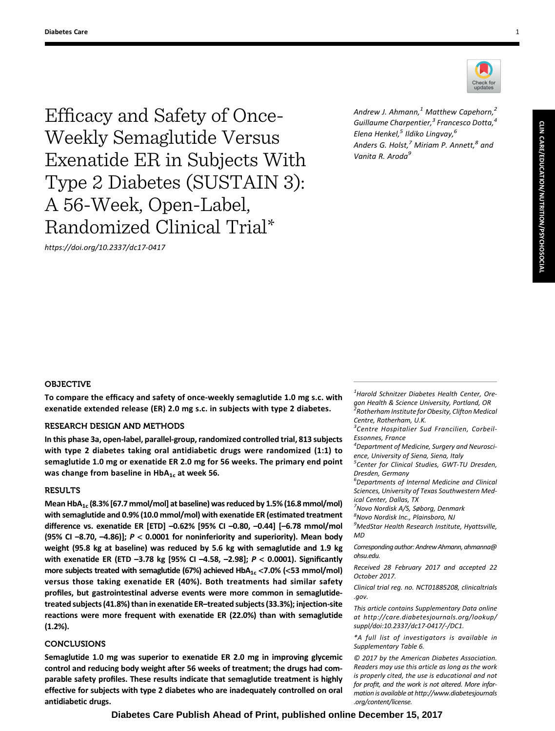# Efficacy and Safety of Once-Weekly Semaglutide Versus Exenatide ER in Subjects With Type 2 Diabetes (SUSTAIN 3): A 56-Week, Open-Label, Randomized Clinical Trial*

https://doi.org/10.2337/dc17-0417

*Andrew J. Ahmann,[1] Matthew Capehorn,[2] Guillaume Charpentier,[3] Francesco Dotta,[4] Elena Henkel,[5] Ildiko Lingvay,[6] Anders G. Holst,[7] Miriam P. Annett,[8] and Vanita R. Aroda[9]*

## OBJECTIVE

**To compare the efficacy and safety of once-weekly semaglutide 1.0 mg s.c. with exenatide extended release (ER) 2.0 mg s.c. in subjects with type 2 diabetes.**

## RESEARCH DESIGN AND METHODS

**In this phase 3a, open-label, parallel-group, randomized controlled trial, 813 subjects with type 2 diabetes taking oral antidiabetic drugs were randomized (1:1) to semaglutide 1.0 mg or exenatide ER 2.0 mg for 56 weeks. The primary end point was change from baseline in $HbA_{1c}$ at week 56.**

## RESULTS

**Mean $HbA_{1c}$ (8.3% [67.7 mmol/mol] at baseline) was reduced by 1.5% (16.8 mmol/mol) with semaglutide and 0.9% (10.0 mmol/mol) with exenatide ER (estimated treatment difference vs. exenatide ER [ETD] –0.62% [95% CI –0.80, –0.44] [–6.78 mmol/mol (95% CI –8.70, –4.86)]; $P < 0.0001$ for noninferiority and superiority). Mean body weight (95.8 kg at baseline) was reduced by 5.6 kg with semaglutide and 1.9 kg with exenatide ER (ETD –3.78 kg [95% CI –4.58, –2.98]; $P < 0.0001$). Significantly more subjects treated with semaglutide (67%) achieved $HbA_{1c}$ <7.0% (<53 mmol/mol) versus those taking exenatide ER (40%). Both treatments had similar safety profiles, but gastrointestinal adverse events were more common in semaglutide-treated subjects (41.8%) than in exenatide ER–treated subjects (33.3%); injection-site reactions were more frequent with exenatide ER (22.0%) than with semaglutide (1.2%).**

## CONCLUSIONS

**Semaglutide 1.0 mg was superior to exenatide ER 2.0 mg in improving glycemic control and reducing body weight after 56 weeks of treatment; the drugs had comparable safety profiles. These results indicate that semaglutide treatment is highly effective for subjects with type 2 diabetes who are inadequately controlled on oral antidiabetic drugs.**

---

*[1]Harold Schnitzer Diabetes Health Center, Oregon Health & Science University, Portland, OR*
*[2]Rotherham Institute for Obesity, Clifton Medical Centre, Rotherham, U.K.*
*[3]Centre Hospitalier Sud Francilien, Corbeil-Essonnes, France*
*[4]Department of Medicine, Surgery and Neuroscience, University of Siena, Siena, Italy*
*[5]Center for Clinical Studies, GWT-TU Dresden, Dresden, Germany*
*[6]Departments of Internal Medicine and Clinical Sciences, University of Texas Southwestern Medical Center, Dallas, TX*
*[7]Novo Nordisk A/S, Søborg, Denmark*
*[8]Novo Nordisk Inc., Plainsboro, NJ*
*[9]MedStar Health Research Institute, Hyattsville, MD*

*Corresponding author: Andrew Ahmann, ahmanna@ohsu.edu.*

*Received 28 February 2017 and accepted 22 October 2017.*

*Clinical trial reg. no. NCT01885208, clinicaltrials.gov.*

*This article contains Supplementary Data online at http://care.diabetesjournals.org/lookup/suppl/doi:10.2337/dc17-0417/-/DC1.*

**A full list of investigators is available in Supplementary Table 6.*

*© 2017 by the American Diabetes Association. Readers may use this article as long as the work is properly cited, the use is educational and not for profit, and the work is not altered. More information is available at http://www.diabetesjournals.org/content/license.*

**Diabetes Care Publish Ahead of Print, published online December 15, 2017**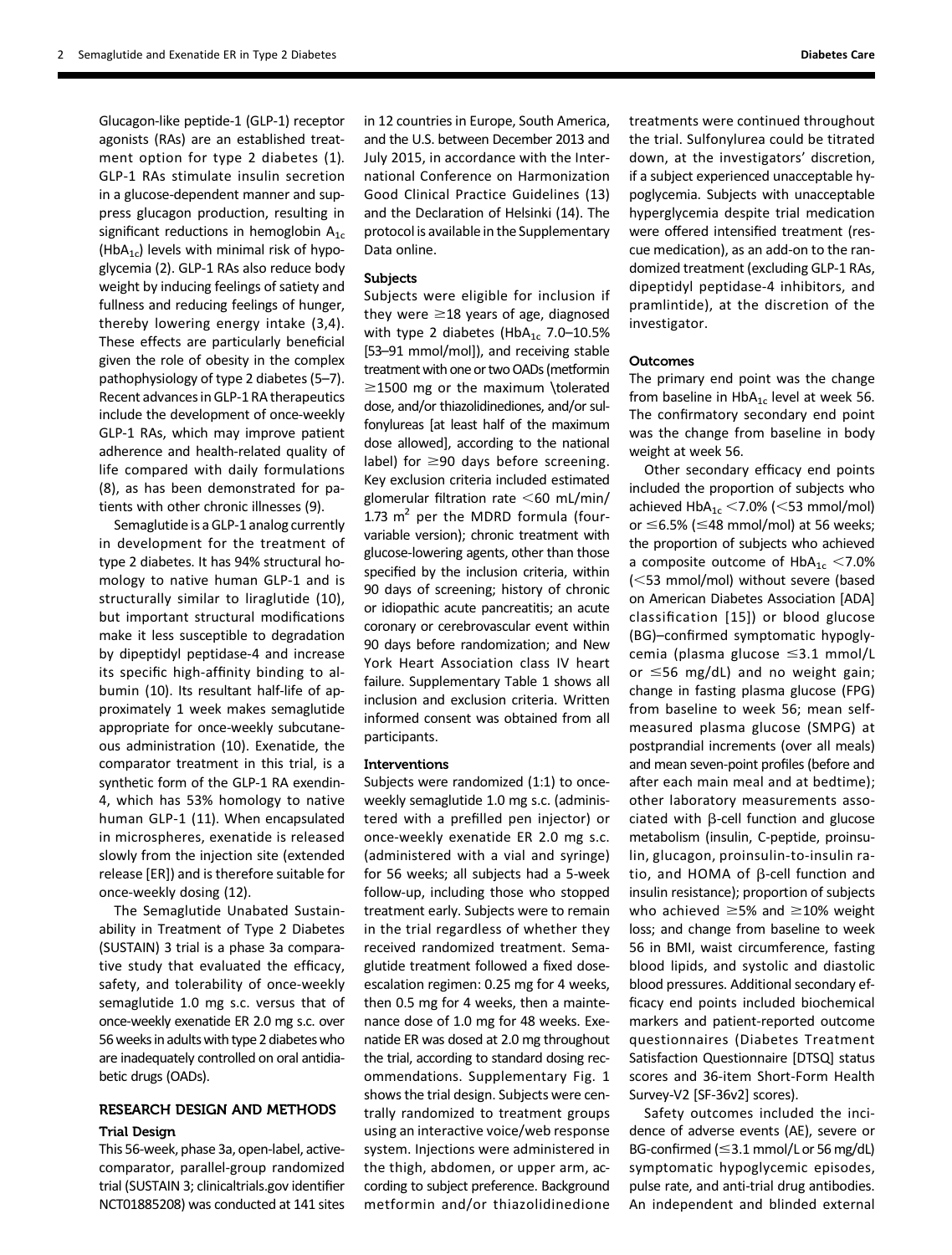Glucagon-like peptide-1 (GLP-1) receptor agonists (RAs) are an established treatment option for type 2 diabetes (1). GLP-1 RAs stimulate insulin secretion in a glucose-dependent manner and suppress glucagon production, resulting in significant reductions in hemoglobin $A_{1c}$ ($HbA_{1c}$) levels with minimal risk of hypoglycemia (2). GLP-1 RAs also reduce body weight by inducing feelings of satiety and fullness and reducing feelings of hunger, thereby lowering energy intake (3,4). These effects are particularly beneficial given the role of obesity in the complex pathophysiology of type 2 diabetes (5–7). Recent advances in GLP-1 RA therapeutics include the development of once-weekly GLP-1 RAs, which may improve patient adherence and health-related quality of life compared with daily formulations (8), as has been demonstrated for patients with other chronic illnesses (9).

Semaglutide is a GLP-1 analog currently in development for the treatment of type 2 diabetes. It has 94% structural homology to native human GLP-1 and is structurally similar to liraglutide (10), but important structural modifications make it less susceptible to degradation by dipeptidyl peptidase-4 and increase its specific high-affinity binding to albumin (10). Its resultant half-life of approximately 1 week makes semaglutide appropriate for once-weekly subcutaneous administration (10). Exenatide, the comparator treatment in this trial, is a synthetic form of the GLP-1 RA exendin-4, which has 53% homology to native human GLP-1 (11). When encapsulated in microspheres, exenatide is released slowly from the injection site (extended release [ER]) and is therefore suitable for once-weekly dosing (12).

The Semaglutide Unabated Sustainability in Treatment of Type 2 Diabetes (SUSTAIN) 3 trial is a phase 3a comparative study that evaluated the efficacy, safety, and tolerability of once-weekly semaglutide 1.0 mg s.c. versus that of once-weekly exenatide ER 2.0 mg s.c. over 56 weeks in adults with type 2 diabetes who are inadequately controlled on oral antidiabetic drugs (OADs).

## RESEARCH DESIGN AND METHODS

### Trial Design

This 56-week, phase 3a, open-label, active-comparator, parallel-group randomized trial (SUSTAIN 3; clinicaltrials.gov identifier NCT01885208) was conducted at 141 sites in 12 countries in Europe, South America, and the U.S. between December 2013 and July 2015, in accordance with the International Conference on Harmonization Good Clinical Practice Guidelines (13) and the Declaration of Helsinki (14). The protocol is available in the Supplementary Data online.

### Subjects

Subjects were eligible for inclusion if they were ≥18 years of age, diagnosed with type 2 diabetes ($HbA_{1c}$ 7.0–10.5% [53–91 mmol/mol]), and receiving stable treatment with one or two OADs (metformin ≥1500 mg or the maximum \tolerated dose, and/or thiazolidinediones, and/or sulfonylureas [at least half of the maximum dose allowed], according to the national label) for ≥90 days before screening. Key exclusion criteria included estimated glomerular filtration rate <60 mL/min/1.73 $m^2$ per the MDRD formula (four-variable version); chronic treatment with glucose-lowering agents, other than those specified by the inclusion criteria, within 90 days of screening; history of chronic or idiopathic acute pancreatitis; an acute coronary or cerebrovascular event within 90 days before randomization; and New York Heart Association class IV heart failure. Supplementary Table 1 shows all inclusion and exclusion criteria. Written informed consent was obtained from all participants.

### Interventions

Subjects were randomized (1:1) to once-weekly semaglutide 1.0 mg s.c. (administered with a prefilled pen injector) or once-weekly exenatide ER 2.0 mg s.c. (administered with a vial and syringe) for 56 weeks; all subjects had a 5-week follow-up, including those who stopped treatment early. Subjects were to remain in the trial regardless of whether they received randomized treatment. Semaglutide treatment followed a fixed dose-escalation regimen: 0.25 mg for 4 weeks, then 0.5 mg for 4 weeks, then a maintenance dose of 1.0 mg for 48 weeks. Exenatide ER was dosed at 2.0 mg throughout the trial, according to standard dosing recommendations. Supplementary Fig. 1 shows the trial design. Subjects were centrally randomized to treatment groups using an interactive voice/web response system. Injections were administered in the thigh, abdomen, or upper arm, according to subject preference. Background metformin and/or thiazolidinedione treatments were continued throughout the trial. Sulfonylurea could be titrated down, at the investigators' discretion, if a subject experienced unacceptable hypoglycemia. Subjects with unacceptable hyperglycemia despite trial medication were offered intensified treatment (rescue medication), as an add-on to the randomized treatment (excluding GLP-1 RAs, dipeptidyl peptidase-4 inhibitors, and pramlintide), at the discretion of the investigator.

### Outcomes

The primary end point was the change from baseline in $HbA_{1c}$ level at week 56. The confirmatory secondary end point was the change from baseline in body weight at week 56.

Other secondary efficacy end points included the proportion of subjects who achieved $HbA_{1c}$ <7.0% (<53 mmol/mol) or ≤6.5% (≤48 mmol/mol) at 56 weeks; the proportion of subjects who achieved a composite outcome of $HbA_{1c}$ <7.0% (<53 mmol/mol) without severe (based on American Diabetes Association [ADA] classification [15]) or blood glucose (BG)–confirmed symptomatic hypoglycemia (plasma glucose ≤3.1 mmol/L or ≤56 mg/dL) and no weight gain; change in fasting plasma glucose (FPG) from baseline to week 56; mean self-measured plasma glucose (SMPG) at postprandial increments (over all meals) and mean seven-point profiles (before and after each main meal and at bedtime); other laboratory measurements associated with β-cell function and glucose metabolism (insulin, C-peptide, proinsulin, glucagon, proinsulin-to-insulin ratio, and HOMA of β-cell function and insulin resistance); proportion of subjects who achieved ≥5% and ≥10% weight loss; and change from baseline to week 56 in BMI, waist circumference, fasting blood lipids, and systolic and diastolic blood pressures. Additional secondary efficacy end points included biochemical markers and patient-reported outcome questionnaires (Diabetes Treatment Satisfaction Questionnaire [DTSQ] status scores and 36-item Short-Form Health Survey-V2 [SF-36v2] scores).

Safety outcomes included the incidence of adverse events (AE), severe or BG-confirmed (≤3.1 mmol/L or 56 mg/dL) symptomatic hypoglycemic episodes, pulse rate, and anti-trial drug antibodies. An independent and blinded external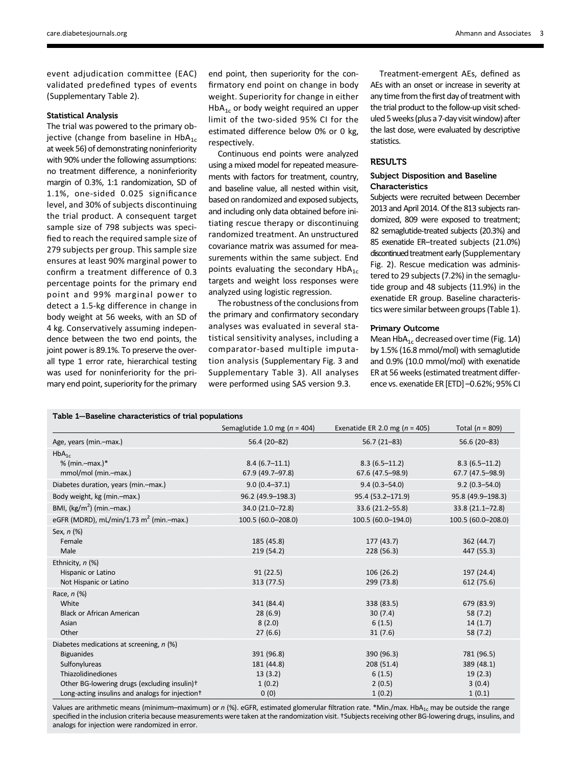event adjudication committee (EAC) validated predefined types of events (Supplementary Table 2).

### Statistical Analysis

The trial was powered to the primary objective (change from baseline in $HbA_{1c}$ at week 56) of demonstrating noninferiority with 90% under the following assumptions: no treatment difference, a noninferiority margin of 0.3%, 1:1 randomization, SD of 1.1%, one-sided 0.025 significance level, and 30% of subjects discontinuing the trial product. A consequent target sample size of 798 subjects was specified to reach the required sample size of 279 subjects per group. This sample size ensures at least 90% marginal power to confirm a treatment difference of 0.3 percentage points for the primary end point and 99% marginal power to detect a 1.5-kg difference in change in body weight at 56 weeks, with an SD of 4 kg. Conservatively assuming independence between the two end points, the joint power is 89.1%. To preserve the overall type 1 error rate, hierarchical testing was used for noninferiority for the primary end point, superiority for the primary end point, then superiority for the confirmatory end point on change in body weight. Superiority for change in either $HbA_{1c}$ or body weight required an upper limit of the two-sided 95% CI for the estimated difference below 0% or 0 kg, respectively.

Continuous end points were analyzed using a mixed model for repeated measurements with factors for treatment, country, and baseline value, all nested within visit, based on randomized and exposed subjects, and including only data obtained before initiating rescue therapy or discontinuing randomized treatment. An unstructured covariance matrix was assumed for measurements within the same subject. End points evaluating the secondary $HbA_{1c}$ targets and weight loss responses were analyzed using logistic regression.

The robustness of the conclusions from the primary and confirmatory secondary analyses was evaluated in several statistical sensitivity analyses, including a comparator-based multiple imputation analysis (Supplementary Fig. 3 and Supplementary Table 3). All analyses were performed using SAS version 9.3.

Treatment-emergent AEs, defined as AEs with an onset or increase in severity at any time from the first day of treatment with the trial product to the follow-up visit scheduled 5 weeks (plus a 7-day visit window) after the last dose, were evaluated by descriptive statistics.

## RESULTS

### Subject Disposition and Baseline Characteristics

Subjects were recruited between December 2013 and April 2014. Of the 813 subjects randomized, 809 were exposed to treatment; 82 semaglutide-treated subjects (20.3%) and 85 exenatide ER–treated subjects (21.0%) discontinued treatment early (Supplementary Fig. 2). Rescue medication was administered to 29 subjects (7.2%) in the semaglutide group and 48 subjects (11.9%) in the exenatide ER group. Baseline characteristics were similar between groups (Table 1).

### Primary Outcome

Mean $HbA_{1c}$ decreased over time (Fig. 1*A*) by 1.5% (16.8 mmol/mol) with semaglutide and 0.9% (10.0 mmol/mol) with exenatide ER at 56 weeks (estimated treatment difference vs. exenatide ER [ETD] –0.62%; 95% CI

**Table 1—Baseline characteristics of trial populations**

| | Semaglutide 1.0 mg (*n* = 404) | Exenatide ER 2.0 mg (*n* = 405) | Total (*n* = 809) |
|---|---|---|---|
| Age, years (min.–max.) | 56.4 (20–82) | 56.7 (21–83) | 56.6 (20–83) |
| $HbA_{1c}$ | | | |
| % (min.–max.)* | 8.4 (6.7–11.1) | 8.3 (6.5–11.2) | 8.3 (6.5–11.2) |
| mmol/mol (min.–max.) | 67.9 (49.7–97.8) | 67.6 (47.5–98.9) | 67.7 (47.5–98.9) |
| Diabetes duration, years (min.–max.) | 9.0 (0.4–37.1) | 9.4 (0.3–54.0) | 9.2 (0.3–54.0) |
| Body weight, kg (min.–max.) | 96.2 (49.9–198.3) | 95.4 (53.2–171.9) | 95.8 (49.9–198.3) |
| BMI, (kg/m$^2$) (min.–max.) | 34.0 (21.0–72.8) | 33.6 (21.2–55.8) | 33.8 (21.1–72.8) |
| eGFR (MDRD), mL/min/1.73 m$^2$ (min.–max.) | 100.5 (60.0–208.0) | 100.5 (60.0–194.0) | 100.5 (60.0–208.0) |
| Sex, *n* (%) | | | |
| Female | 185 (45.8) | 177 (43.7) | 362 (44.7) |
| Male | 219 (54.2) | 228 (56.3) | 447 (55.3) |
| Ethnicity, *n* (%) | | | |
| Hispanic or Latino | 91 (22.5) | 106 (26.2) | 197 (24.4) |
| Not Hispanic or Latino | 313 (77.5) | 299 (73.8) | 612 (75.6) |
| Race, *n* (%) | | | |
| White | 341 (84.4) | 338 (83.5) | 679 (83.9) |
| Black or African American | 28 (6.9) | 30 (7.4) | 58 (7.2) |
| Asian | 8 (2.0) | 6 (1.5) | 14 (1.7) |
| Other | 27 (6.6) | 31 (7.6) | 58 (7.2) |
| Diabetes medications at screening, *n* (%) | | | |
| Biguanides | 391 (96.8) | 390 (96.3) | 781 (96.5) |
| Sulfonylureas | 181 (44.8) | 208 (51.4) | 389 (48.1) |
| Thiazolidinediones | 13 (3.2) | 6 (1.5) | 19 (2.3) |
| Other BG-lowering drugs (excluding insulin)† | 1 (0.2) | 2 (0.5) | 3 (0.4) |
| Long-acting insulins and analogs for injection† | 0 (0) | 1 (0.2) | 1 (0.1) |

Values are arithmetic means (minimum–maximum) or *n* (%). eGFR, estimated glomerular filtration rate. *Min./max. $HbA_{1c}$ may be outside the range specified in the inclusion criteria because measurements were taken at the randomization visit. †Subjects receiving other BG-lowering drugs, insulins, and analogs for injection were randomized in error.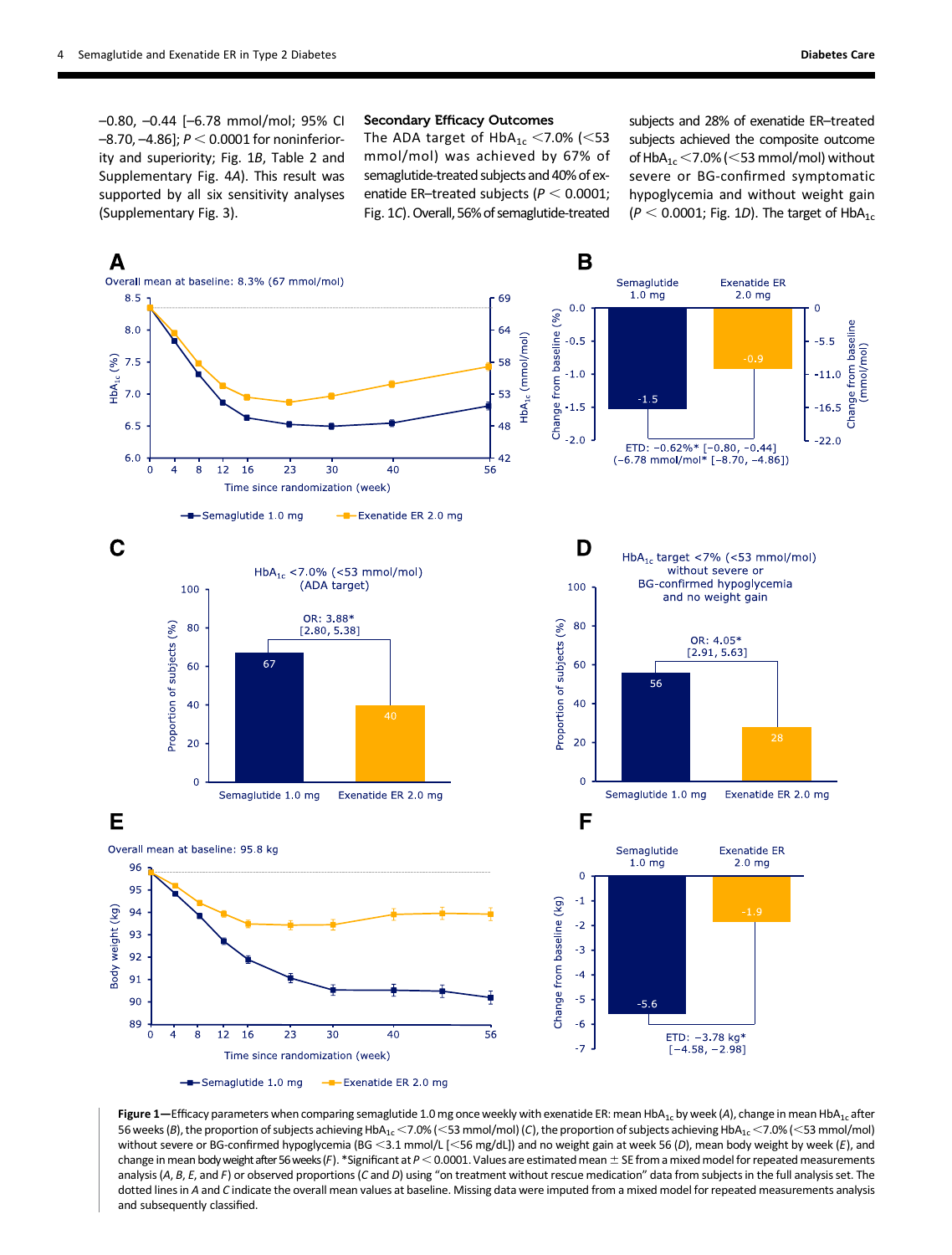−0.80, −0.44 [−6.78 mmol/mol; 95% CI −8.70, −4.86]; $P < 0.0001$ for noninferiority and superiority; Fig. 1*B*, Table 2 and Supplementary Fig. 4*A*). This result was supported by all six sensitivity analyses (Supplementary Fig. 3).

## Secondary Efficacy Outcomes

The ADA target of $HbA_{1c}$ <7.0% (<53 mmol/mol) was achieved by 67% of semaglutide-treated subjects and 40% of exenatide ER–treated subjects ($P < 0.0001$; Fig. 1*C*). Overall, 56% of semaglutide-treated subjects and 28% of exenatide ER–treated subjects achieved the composite outcome of $HbA_{1c}$ <7.0% (<53 mmol/mol) without severe or BG-confirmed symptomatic hypoglycemia and without weight gain ($P < 0.0001$; Fig. 1*D*). The target of $HbA_{1c}$

**Figure 1**—Efficacy parameters when comparing semaglutide 1.0 mg once weekly with exenatide ER: mean $HbA_{1c}$ by week (*A*), change in mean $HbA_{1c}$ after 56 weeks (*B*), the proportion of subjects achieving $HbA_{1c}$ <7.0% (<53 mmol/mol) (*C*), the proportion of subjects achieving $HbA_{1c}$ <7.0% (<53 mmol/mol) without severe or BG-confirmed hypoglycemia (BG <3.1 mmol/L [<56 mg/dL]) and no weight gain at week 56 (*D*), mean body weight by week (*E*), and change in mean body weight after 56 weeks (*F*). *Significant at $P < 0.0001$. Values are estimated mean ± SE from a mixed model for repeated measurements analysis (*A*, *B*, *E*, and *F*) or observed proportions (*C* and *D*) using "on treatment without rescue medication" data from subjects in the full analysis set. The dotted lines in *A* and *C* indicate the overall mean values at baseline. Missing data were imputed from a mixed model for repeated measurements analysis and subsequently classified.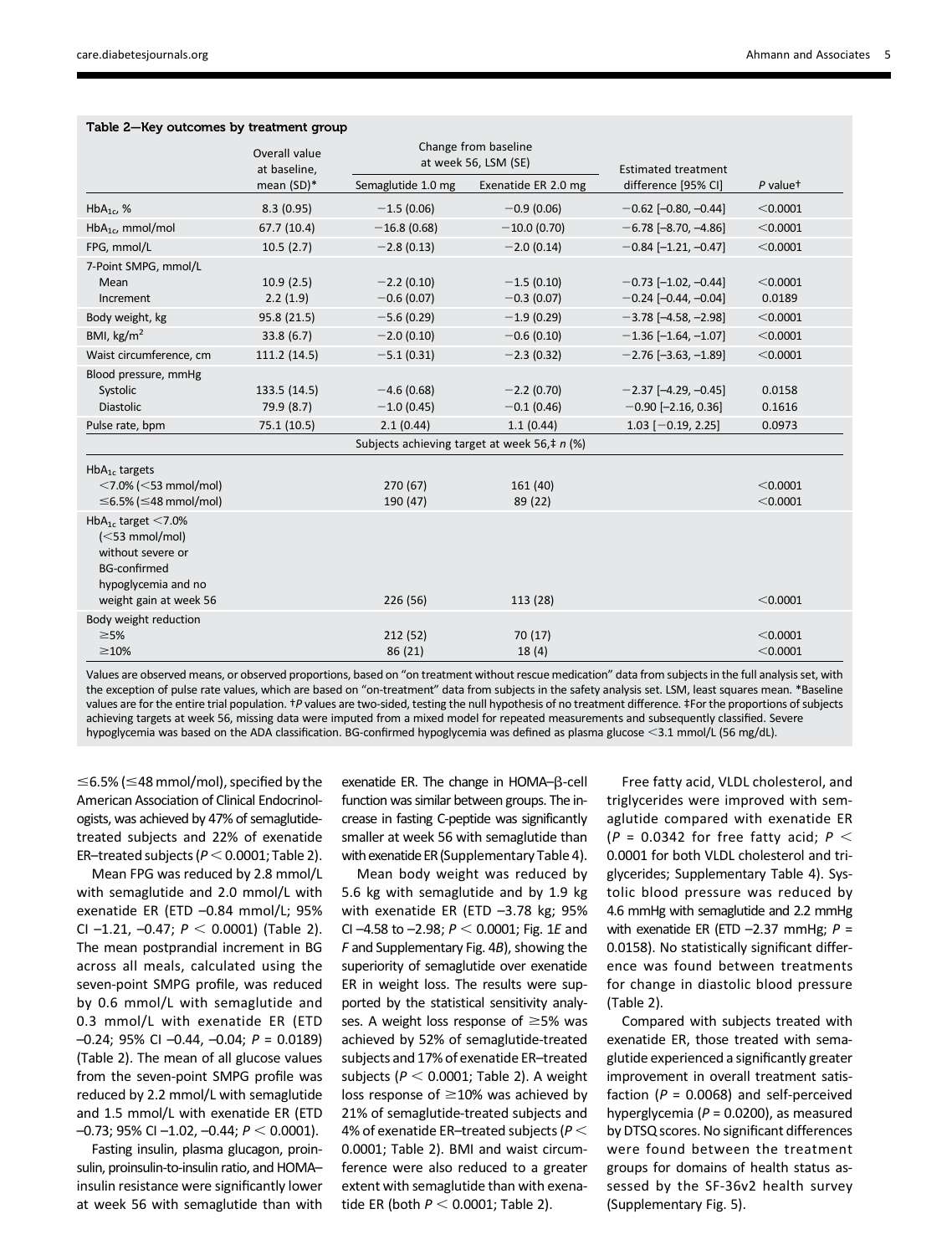**Table 2—Key outcomes by treatment group**

| | Overall value at baseline, mean (SD)* | Change from baseline at week 56, LSM (SE) | | Estimated treatment difference [95% CI] | P value† |
|---|---|---|---|---|---|
| | | Semaglutide 1.0 mg | Exenatide ER 2.0 mg | | |
| $HbA_{1c}$, % | 8.3 (0.95) | −1.5 (0.06) | −0.9 (0.06) | −0.62 [−0.80, −0.44] | <0.0001 |
| $HbA_{1c}$, mmol/mol | 67.7 (10.4) | −16.8 (0.68) | −10.0 (0.70) | −6.78 [−8.70, −4.86] | <0.0001 |
| FPG, mmol/L | 10.5 (2.7) | −2.8 (0.13) | −2.0 (0.14) | −0.84 [−1.21, −0.47] | <0.0001 |
| 7-Point SMPG, mmol/L | | | | | |
| Mean | 10.9 (2.5) | −2.2 (0.10) | −1.5 (0.10) | −0.73 [−1.02, −0.44] | <0.0001 |
| Increment | 2.2 (1.9) | −0.6 (0.07) | −0.3 (0.07) | −0.24 [−0.44, −0.04] | 0.0189 |
| Body weight, kg | 95.8 (21.5) | −5.6 (0.29) | −1.9 (0.29) | −3.78 [−4.58, −2.98] | <0.0001 |
| BMI, kg/m² | 33.8 (6.7) | −2.0 (0.10) | −0.6 (0.10) | −1.36 [−1.64, −1.07] | <0.0001 |
| Waist circumference, cm | 111.2 (14.5) | −5.1 (0.31) | −2.3 (0.32) | −2.76 [−3.63, −1.89] | <0.0001 |
| Blood pressure, mmHg | | | | | |
| Systolic | 133.5 (14.5) | −4.6 (0.68) | −2.2 (0.70) | −2.37 [−4.29, −0.45] | 0.0158 |
| Diastolic | 79.9 (8.7) | −1.0 (0.45) | −0.1 (0.46) | −0.90 [−2.16, 0.36] | 0.1616 |
| Pulse rate, bpm | 75.1 (10.5) | 2.1 (0.44) | 1.1 (0.44) | 1.03 [−0.19, 2.25] | 0.0973 |
| | | Subjects achieving target at week 56,‡ n (%) | | | |
| $HbA_{1c}$ targets | | | | | |
| <7.0% (<53 mmol/mol) | | 270 (67) | 161 (40) | | <0.0001 |
| ≤6.5% (≤48 mmol/mol) | | 190 (47) | 89 (22) | | <0.0001 |
| $HbA_{1c}$ target <7.0% (<53 mmol/mol) without severe or BG-confirmed hypoglycemia and no weight gain at week 56 | | 226 (56) | 113 (28) | | <0.0001 |
| Body weight reduction | | | | | |
| ≥5% | | 212 (52) | 70 (17) | | <0.0001 |
| ≥10% | | 86 (21) | 18 (4) | | <0.0001 |

Values are observed means, or observed proportions, based on "on treatment without rescue medication" data from subjects in the full analysis set, with the exception of pulse rate values, which are based on "on-treatment" data from subjects in the safety analysis set. LSM, least squares mean. *Baseline values are for the entire trial population. †P values are two-sided, testing the null hypothesis of no treatment difference. ‡For the proportions of subjects achieving targets at week 56, missing data were imputed from a mixed model for repeated measurements and subsequently classified. Severe hypoglycemia was based on the ADA classification. BG-confirmed hypoglycemia was defined as plasma glucose <3.1 mmol/L (56 mg/dL).

≤6.5% (≤48 mmol/mol), specified by the American Association of Clinical Endocrinologists, was achieved by 47% of semaglutide-treated subjects and 22% of exenatide ER–treated subjects ($P < 0.0001$; Table 2).

Mean FPG was reduced by 2.8 mmol/L with semaglutide and 2.0 mmol/L with exenatide ER (ETD –0.84 mmol/L; 95% CI –1.21, –0.47; $P < 0.0001$) (Table 2). The mean postprandial increment in BG across all meals, calculated using the seven-point SMPG profile, was reduced by 0.6 mmol/L with semaglutide and 0.3 mmol/L with exenatide ER (ETD –0.24; 95% CI –0.44, –0.04; $P = 0.0189$) (Table 2). The mean of all glucose values from the seven-point SMPG profile was reduced by 2.2 mmol/L with semaglutide and 1.5 mmol/L with exenatide ER (ETD –0.73; 95% CI –1.02, –0.44; $P < 0.0001$).

Fasting insulin, plasma glucagon, proinsulin, proinsulin-to-insulin ratio, and HOMA–insulin resistance were significantly lower at week 56 with semaglutide than with exenatide ER. The change in HOMA–β-cell function was similar between groups. The increase in fasting C-peptide was significantly smaller at week 56 with semaglutide than with exenatide ER (Supplementary Table 4).

Mean body weight was reduced by 5.6 kg with semaglutide and by 1.9 kg with exenatide ER (ETD –3.78 kg; 95% CI –4.58 to –2.98; $P < 0.0001$; Fig. 1*E* and *F* and Supplementary Fig. 4*B*), showing the superiority of semaglutide over exenatide ER in weight loss. The results were supported by the statistical sensitivity analyses. A weight loss response of ≥5% was achieved by 52% of semaglutide-treated subjects and 17% of exenatide ER–treated subjects ($P < 0.0001$; Table 2). A weight loss response of ≥10% was achieved by 21% of semaglutide-treated subjects and 4% of exenatide ER–treated subjects ($P < 0.0001$; Table 2). BMI and waist circumference were also reduced to a greater extent with semaglutide than with exenatide ER (both $P < 0.0001$; Table 2).

Free fatty acid, VLDL cholesterol, and triglycerides were improved with semaglutide compared with exenatide ER ($P = 0.0342$ for free fatty acid; $P < 0.0001$ for both VLDL cholesterol and triglycerides; Supplementary Table 4). Systolic blood pressure was reduced by 4.6 mmHg with semaglutide and 2.2 mmHg with exenatide ER (ETD –2.37 mmHg; $P = 0.0158$). No statistically significant difference was found between treatments for change in diastolic blood pressure (Table 2).

Compared with subjects treated with exenatide ER, those treated with semaglutide experienced a significantly greater improvement in overall treatment satisfaction ($P = 0.0068$) and self-perceived hyperglycemia ($P = 0.0200$), as measured by DTSQ scores. No significant differences were found between the treatment groups for domains of health status assessed by the SF-36v2 health survey (Supplementary Fig. 5).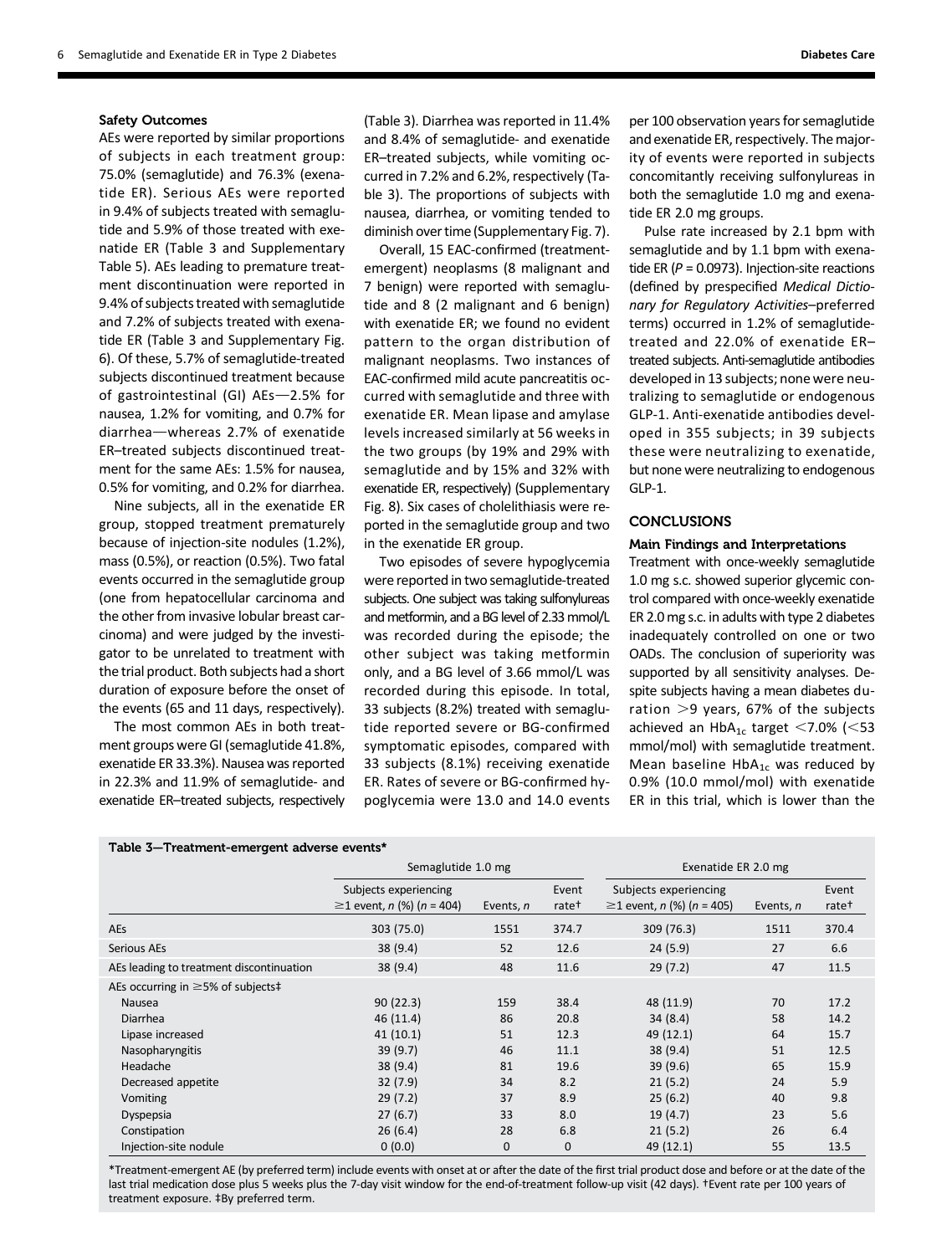### Safety Outcomes

AEs were reported by similar proportions of subjects in each treatment group: 75.0% (semaglutide) and 76.3% (exenatide ER). Serious AEs were reported in 9.4% of subjects treated with semaglutide and 5.9% of those treated with exenatide ER (Table 3 and Supplementary Table 5). AEs leading to premature treatment discontinuation were reported in 9.4% of subjects treated with semaglutide and 7.2% of subjects treated with exenatide ER (Table 3 and Supplementary Fig. 6). Of these, 5.7% of semaglutide-treated subjects discontinued treatment because of gastrointestinal (GI) AEs—2.5% for nausea, 1.2% for vomiting, and 0.7% for diarrhea—whereas 2.7% of exenatide ER–treated subjects discontinued treatment for the same AEs: 1.5% for nausea, 0.5% for vomiting, and 0.2% for diarrhea.

Nine subjects, all in the exenatide ER group, stopped treatment prematurely because of injection-site nodules (1.2%), mass (0.5%), or reaction (0.5%). Two fatal events occurred in the semaglutide group (one from hepatocellular carcinoma and the other from invasive lobular breast carcinoma) and were judged by the investigator to be unrelated to treatment with the trial product. Both subjects had a short duration of exposure before the onset of the events (65 and 11 days, respectively).

The most common AEs in both treatment groups were GI (semaglutide 41.8%, exenatide ER 33.3%). Nausea was reported in 22.3% and 11.9% of semaglutide- and exenatide ER–treated subjects, respectively (Table 3). Diarrhea was reported in 11.4% and 8.4% of semaglutide- and exenatide ER–treated subjects, while vomiting occurred in 7.2% and 6.2%, respectively (Table 3). The proportions of subjects with nausea, diarrhea, or vomiting tended to diminish over time (Supplementary Fig. 7).

Overall, 15 EAC-confirmed (treatment-emergent) neoplasms (8 malignant and 7 benign) were reported with semaglutide and 8 (2 malignant and 6 benign) with exenatide ER; we found no evident pattern to the organ distribution of malignant neoplasms. Two instances of EAC-confirmed mild acute pancreatitis occurred with semaglutide and three with exenatide ER. Mean lipase and amylase levels increased similarly at 56 weeks in the two groups (by 19% and 29% with semaglutide and by 15% and 32% with exenatide ER, respectively) (Supplementary Fig. 8). Six cases of cholelithiasis were reported in the semaglutide group and two in the exenatide ER group.

Two episodes of severe hypoglycemia were reported in two semaglutide-treated subjects. One subject was taking sulfonylureas and metformin, and a BG level of 2.33 mmol/L was recorded during the episode; the other subject was taking metformin only, and a BG level of 3.66 mmol/L was recorded during this episode. In total, 33 subjects (8.2%) treated with semaglutide reported severe or BG-confirmed symptomatic episodes, compared with 33 subjects (8.1%) receiving exenatide ER. Rates of severe or BG-confirmed hypoglycemia were 13.0 and 14.0 events per 100 observation years for semaglutide and exenatide ER, respectively. The majority of events were reported in subjects concomitantly receiving sulfonylureas in both the semaglutide 1.0 mg and exenatide ER 2.0 mg groups.

Pulse rate increased by 2.1 bpm with semaglutide and by 1.1 bpm with exenatide ER ($P = 0.0973$). Injection-site reactions (defined by prespecified *Medical Dictionary for Regulatory Activities*–preferred terms) occurred in 1.2% of semaglutide-treated and 22.0% of exenatide ER–treated subjects. Anti-semaglutide antibodies developed in 13 subjects; none were neutralizing to semaglutide or endogenous GLP-1. Anti-exenatide antibodies developed in 355 subjects; in 39 subjects these were neutralizing to exenatide, but none were neutralizing to endogenous GLP-1.

## CONCLUSIONS

### Main Findings and Interpretations

Treatment with once-weekly semaglutide 1.0 mg s.c. showed superior glycemic control compared with once-weekly exenatide ER 2.0 mg s.c. in adults with type 2 diabetes inadequately controlled on one or two OADs. The conclusion of superiority was supported by all sensitivity analyses. Despite subjects having a mean diabetes duration >9 years, 67% of the subjects achieved an $HbA_{1c}$ target <7.0% (<53 mmol/mol) with semaglutide treatment. Mean baseline $HbA_{1c}$ was reduced by 0.9% (10.0 mmol/mol) with exenatide ER in this trial, which is lower than the

**Table 3—Treatment-emergent adverse events***

| | Semaglutide 1.0 mg | | | Exenatide ER 2.0 mg | | |
|---|---|---|---|---|---|---|
| | Subjects experiencing ≥1 event, *n* (%) (*n* = 404) | Events, *n* | Event rate† | Subjects experiencing ≥1 event, *n* (%) (*n* = 405) | Events, *n* | Event rate† |
| AEs | 303 (75.0) | 1551 | 374.7 | 309 (76.3) | 1511 | 370.4 |
| Serious AEs | 38 (9.4) | 52 | 12.6 | 24 (5.9) | 27 | 6.6 |
| AEs leading to treatment discontinuation | 38 (9.4) | 48 | 11.6 | 29 (7.2) | 47 | 11.5 |
| AEs occurring in ≥5% of subjects‡ | | | | | | |
| Nausea | 90 (22.3) | 159 | 38.4 | 48 (11.9) | 70 | 17.2 |
| Diarrhea | 46 (11.4) | 86 | 20.8 | 34 (8.4) | 58 | 14.2 |
| Lipase increased | 41 (10.1) | 51 | 12.3 | 49 (12.1) | 64 | 15.7 |
| Nasopharyngitis | 39 (9.7) | 46 | 11.1 | 38 (9.4) | 51 | 12.5 |
| Headache | 38 (9.4) | 81 | 19.6 | 39 (9.6) | 65 | 15.9 |
| Decreased appetite | 32 (7.9) | 34 | 8.2 | 21 (5.2) | 24 | 5.9 |
| Vomiting | 29 (7.2) | 37 | 8.9 | 25 (6.2) | 40 | 9.8 |
| Dyspepsia | 27 (6.7) | 33 | 8.0 | 19 (4.7) | 23 | 5.6 |
| Constipation | 26 (6.4) | 28 | 6.8 | 21 (5.2) | 26 | 6.4 |
| Injection-site nodule | 0 (0.0) | 0 | 0 | 49 (12.1) | 55 | 13.5 |

*Treatment-emergent AE (by preferred term) include events with onset at or after the date of the first trial product dose and before or at the date of the last trial medication dose plus 5 weeks plus the 7-day visit window for the end-of-treatment follow-up visit (42 days). †Event rate per 100 years of treatment exposure. ‡By preferred term.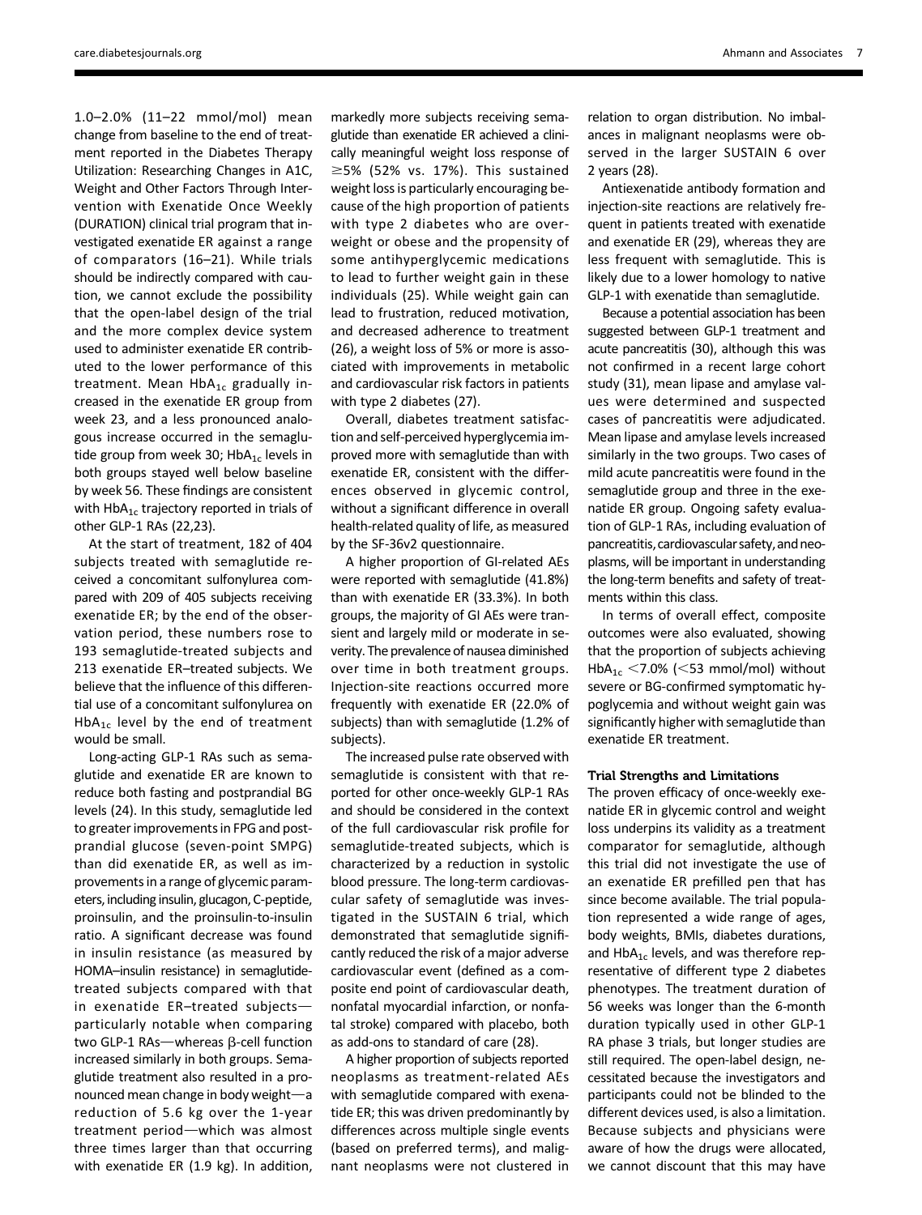1.0–2.0% (11–22 mmol/mol) mean change from baseline to the end of treatment reported in the Diabetes Therapy Utilization: Researching Changes in A1C, Weight and Other Factors Through Intervention with Exenatide Once Weekly (DURATION) clinical trial program that investigated exenatide ER against a range of comparators (16–21). While trials should be indirectly compared with caution, we cannot exclude the possibility that the open-label design of the trial and the more complex device system used to administer exenatide ER contributed to the lower performance of this treatment. Mean $HbA_{1c}$ gradually increased in the exenatide ER group from week 23, and a less pronounced analogous increase occurred in the semaglutide group from week 30; $HbA_{1c}$ levels in both groups stayed well below baseline by week 56. These findings are consistent with $HbA_{1c}$ trajectory reported in trials of other GLP-1 RAs (22,23).

At the start of treatment, 182 of 404 subjects treated with semaglutide received a concomitant sulfonylurea compared with 209 of 405 subjects receiving exenatide ER; by the end of the observation period, these numbers rose to 193 semaglutide-treated subjects and 213 exenatide ER–treated subjects. We believe that the influence of this differential use of a concomitant sulfonylurea on $HbA_{1c}$ level by the end of treatment would be small.

Long-acting GLP-1 RAs such as semaglutide and exenatide ER are known to reduce both fasting and postprandial BG levels (24). In this study, semaglutide led to greater improvements in FPG and postprandial glucose (seven-point SMPG) than did exenatide ER, as well as improvements in a range of glycemic parameters, including insulin, glucagon, C-peptide, proinsulin, and the proinsulin-to-insulin ratio. A significant decrease was found in insulin resistance (as measured by HOMA–insulin resistance) in semaglutide-treated subjects compared with that in exenatide ER–treated subjects—particularly notable when comparing two GLP-1 RAs—whereas β-cell function increased similarly in both groups. Semaglutide treatment also resulted in a pronounced mean change in body weight—a reduction of 5.6 kg over the 1-year treatment period—which was almost three times larger than that occurring with exenatide ER (1.9 kg). In addition, markedly more subjects receiving semaglutide than exenatide ER achieved a clinically meaningful weight loss response of ≥5% (52% vs. 17%). This sustained weight loss is particularly encouraging because of the high proportion of patients with type 2 diabetes who are overweight or obese and the propensity of some antihyperglycemic medications to lead to further weight gain in these individuals (25). While weight gain can lead to frustration, reduced motivation, and decreased adherence to treatment (26), a weight loss of 5% or more is associated with improvements in metabolic and cardiovascular risk factors in patients with type 2 diabetes (27).

Overall, diabetes treatment satisfaction and self-perceived hyperglycemia improved more with semaglutide than with exenatide ER, consistent with the differences observed in glycemic control, without a significant difference in overall health-related quality of life, as measured by the SF-36v2 questionnaire.

A higher proportion of GI-related AEs were reported with semaglutide (41.8%) than with exenatide ER (33.3%). In both groups, the majority of GI AEs were transient and largely mild or moderate in severity. The prevalence of nausea diminished over time in both treatment groups. Injection-site reactions occurred more frequently with exenatide ER (22.0% of subjects) than with semaglutide (1.2% of subjects).

The increased pulse rate observed with semaglutide is consistent with that reported for other once-weekly GLP-1 RAs and should be considered in the context of the full cardiovascular risk profile for semaglutide-treated subjects, which is characterized by a reduction in systolic blood pressure. The long-term cardiovascular safety of semaglutide was investigated in the SUSTAIN 6 trial, which demonstrated that semaglutide significantly reduced the risk of a major adverse cardiovascular event (defined as a composite end point of cardiovascular death, nonfatal myocardial infarction, or nonfatal stroke) compared with placebo, both as add-ons to standard of care (28).

A higher proportion of subjects reported neoplasms as treatment-related AEs with semaglutide compared with exenatide ER; this was driven predominantly by differences across multiple single events (based on preferred terms), and malignant neoplasms were not clustered in relation to organ distribution. No imbalances in malignant neoplasms were observed in the larger SUSTAIN 6 over 2 years (28).

Antiexenatide antibody formation and injection-site reactions are relatively frequent in patients treated with exenatide and exenatide ER (29), whereas they are less frequent with semaglutide. This is likely due to a lower homology to native GLP-1 with exenatide than semaglutide.

Because a potential association has been suggested between GLP-1 treatment and acute pancreatitis (30), although this was not confirmed in a recent large cohort study (31), mean lipase and amylase values were determined and suspected cases of pancreatitis were adjudicated. Mean lipase and amylase levels increased similarly in the two groups. Two cases of mild acute pancreatitis were found in the semaglutide group and three in the exenatide ER group. Ongoing safety evaluation of GLP-1 RAs, including evaluation of pancreatitis, cardiovascular safety, and neoplasms, will be important in understanding the long-term benefits and safety of treatments within this class.

In terms of overall effect, composite outcomes were also evaluated, showing that the proportion of subjects achieving $HbA_{1c}$ <7.0% (<53 mmol/mol) without severe or BG-confirmed symptomatic hypoglycemia and without weight gain was significantly higher with semaglutide than exenatide ER treatment.

### Trial Strengths and Limitations

The proven efficacy of once-weekly exenatide ER in glycemic control and weight loss underpins its validity as a treatment comparator for semaglutide, although this trial did not investigate the use of an exenatide ER prefilled pen that has since become available. The trial population represented a wide range of ages, body weights, BMIs, diabetes durations, and $HbA_{1c}$ levels, and was therefore representative of different type 2 diabetes phenotypes. The treatment duration of 56 weeks was longer than the 6-month duration typically used in other GLP-1 RA phase 3 trials, but longer studies are still required. The open-label design, necessitated because the investigators and participants could not be blinded to the different devices used, is also a limitation. Because subjects and physicians were aware of how the drugs were allocated, we cannot discount that this may have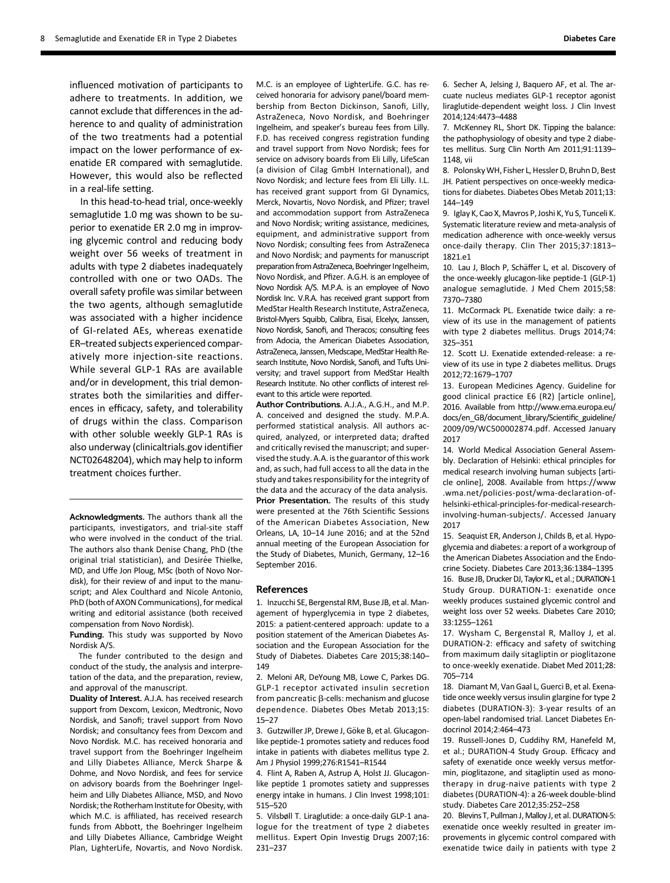influenced motivation of participants to adhere to treatments. In addition, we cannot exclude that differences in the adherence to and quality of administration of the two treatments had a potential impact on the lower performance of exenatide ER compared with semaglutide. However, this would also be reflected in a real-life setting.

In this head-to-head trial, once-weekly semaglutide 1.0 mg was shown to be superior to exenatide ER 2.0 mg in improving glycemic control and reducing body weight over 56 weeks of treatment in adults with type 2 diabetes inadequately controlled with one or two OADs. The overall safety profile was similar between the two agents, although semaglutide was associated with a higher incidence of GI-related AEs, whereas exenatide ER–treated subjects experienced comparatively more injection-site reactions. While several GLP-1 RAs are available and/or in development, this trial demonstrates both the similarities and differences in efficacy, safety, and tolerability of drugs within the class. Comparison with other soluble weekly GLP-1 RAs is also underway (clinicaltrials.gov identifier NCT02648204), which may help to inform treatment choices further.

**Acknowledgments.** The authors thank all the participants, investigators, and trial-site staff who were involved in the conduct of the trial. The authors also thank Denise Chang, PhD (the original trial statistician), and Desirée Thielke, MD, and Uffe Jon Ploug, MSc (both of Novo Nordisk), for their review of and input to the manuscript; and Alex Coulthard and Nicole Antonio, PhD (both of AXON Communications), for medical writing and editorial assistance (both received compensation from Novo Nordisk).

**Funding.** This study was supported by Novo Nordisk A/S.

The funder contributed to the design and conduct of the study, the analysis and interpretation of the data, and the preparation, review, and approval of the manuscript.

**Duality of Interest.** A.J.A. has received research support from Dexcom, Lexicon, Medtronic, Novo Nordisk, and Sanofi; travel support from Novo Nordisk; and consultancy fees from Dexcom and Novo Nordisk. M.C. has received honoraria and travel support from the Boehringer Ingelheim and Lilly Diabetes Alliance, Merck Sharpe & Dohme, and Novo Nordisk, and fees for service on advisory boards from the Boehringer Ingelheim and Lilly Diabetes Alliance, MSD, and Novo Nordisk; the Rotherham Institute for Obesity, with which M.C. is affiliated, has received research funds from Abbott, the Boehringer Ingelheim and Lilly Diabetes Alliance, Cambridge Weight Plan, LighterLife, Novartis, and Novo Nordisk. M.C. is an employee of LighterLife. G.C. has received honoraria for advisory panel/board membership from Becton Dickinson, Sanofi, Lilly, AstraZeneca, Novo Nordisk, and Boehringer Ingelheim, and speaker's bureau fees from Lilly. F.D. has received congress registration funding and travel support from Novo Nordisk; fees for service on advisory boards from Eli Lilly, LifeScan (a division of Cilag GmbH International), and Novo Nordisk; and lecture fees from Eli Lilly. I.L. has received grant support from GI Dynamics, Merck, Novartis, Novo Nordisk, and Pfizer; travel and accommodation support from AstraZeneca and Novo Nordisk; writing assistance, medicines, equipment, and administrative support from Novo Nordisk; consulting fees from AstraZeneca and Novo Nordisk; and payments for manuscript preparation from AstraZeneca, Boehringer Ingelheim, Novo Nordisk, and Pfizer. A.G.H. is an employee of Novo Nordisk A/S. M.P.A. is an employee of Novo Nordisk Inc. V.R.A. has received grant support from MedStar Health Research Institute, AstraZeneca, Bristol-Myers Squibb, Calibra, Eisai, Elcelyx, Janssen, Novo Nordisk, Sanofi, and Theracos; consulting fees from Adocia, the American Diabetes Association, AstraZeneca, Janssen, Medscape, MedStar Health Research Institute, Novo Nordisk, Sanofi, and Tufts University; and travel support from MedStar Health Research Institute. No other conflicts of interest relevant to this article were reported.

**Author Contributions.** A.J.A., A.G.H., and M.P.A. conceived and designed the study. M.P.A. performed statistical analysis. All authors acquired, analyzed, or interpreted data; drafted and critically revised the manuscript; and supervised the study. A.A. is the guarantor of this work and, as such, had full access to all the data in the study and takes responsibility for the integrity of the data and the accuracy of the data analysis.

**Prior Presentation.** The results of this study were presented at the 76th Scientific Sessions of the American Diabetes Association, New Orleans, LA, 10–14 June 2016; and at the 52nd annual meeting of the European Association for the Study of Diabetes, Munich, Germany, 12–16 September 2016.

## References

1. Inzucchi SE, Bergenstal RM, Buse JB, et al. Management of hyperglycemia in type 2 diabetes, 2015: a patient-centered approach: update to a position statement of the American Diabetes Association and the European Association for the Study of Diabetes. Diabetes Care 2015;38:140–149
2. Meloni AR, DeYoung MB, Lowe C, Parkes DG. GLP-1 receptor activated insulin secretion from pancreatic β-cells: mechanism and glucose dependence. Diabetes Obes Metab 2013;15:15–27
3. Gutzwiller JP, Drewe J, Göke B, et al. Glucagon-like peptide-1 promotes satiety and reduces food intake in patients with diabetes mellitus type 2. Am J Physiol 1999;276:R1541–R1544
4. Flint A, Raben A, Astrup A, Holst JJ. Glucagon-like peptide 1 promotes satiety and suppresses energy intake in humans. J Clin Invest 1998;101:515–520
5. Vilsbøll T. Liraglutide: a once-daily GLP-1 analogue for the treatment of type 2 diabetes mellitus. Expert Opin Investig Drugs 2007;16:231–237
6. Secher A, Jelsing J, Baquero AF, et al. The arcuate nucleus mediates GLP-1 receptor agonist liraglutide-dependent weight loss. J Clin Invest 2014;124:4473–4488
7. McKenney RL, Short DK. Tipping the balance: the pathophysiology of obesity and type 2 diabetes mellitus. Surg Clin North Am 2011;91:1139–1148, vii
8. Polonsky WH, Fisher L, Hessler D, Bruhn D, Best JH. Patient perspectives on once-weekly medications for diabetes. Diabetes Obes Metab 2011;13:144–149
9. Iglay K, Cao X, Mavros P, Joshi K, Yu S, Tunceli K. Systematic literature review and meta-analysis of medication adherence with once-weekly versus once-daily therapy. Clin Ther 2015;37:1813–1821.e1
10. Lau J, Bloch P, Schäffer L, et al. Discovery of the once-weekly glucagon-like peptide-1 (GLP-1) analogue semaglutide. J Med Chem 2015;58:7370–7380
11. McCormack PL. Exenatide twice daily: a review of its use in the management of patients with type 2 diabetes mellitus. Drugs 2014;74:325–351
12. Scott LJ. Exenatide extended-release: a review of its use in type 2 diabetes mellitus. Drugs 2012;72:1679–1707
13. European Medicines Agency. Guideline for good clinical practice E6 (R2) [article online], 2016. Available from http://www.ema.europa.eu/docs/en_GB/document_library/Scientific_guideline/2009/09/WC500002874.pdf. Accessed January 2017
14. World Medical Association General Assembly. Declaration of Helsinki: ethical principles for medical research involving human subjects [article online], 2008. Available from https://www.wma.net/policies-post/wma-declaration-of-helsinki-ethical-principles-for-medical-research-involving-human-subjects/. Accessed January 2017
15. Seaquist ER, Anderson J, Childs B, et al. Hypoglycemia and diabetes: a report of a workgroup of the American Diabetes Association and the Endocrine Society. Diabetes Care 2013;36:1384–1395
16. Buse JB, Drucker DJ, Taylor KL, et al.; DURATION-1 Study Group. DURATION-1: exenatide once weekly produces sustained glycemic control and weight loss over 52 weeks. Diabetes Care 2010;33:1255–1261
17. Wysham C, Bergenstal R, Malloy J, et al. DURATION-2: efficacy and safety of switching from maximum daily sitagliptin or pioglitazone to once-weekly exenatide. Diabet Med 2011;28:705–714
18. Diamant M, Van Gaal L, Guerci B, et al. Exenatide once weekly versus insulin glargine for type 2 diabetes (DURATION-3): 3-year results of an open-label randomised trial. Lancet Diabetes Endocrinol 2014;2:464–473
19. Russell-Jones D, Cuddihy RM, Hanefeld M, et al.; DURATION-4 Study Group. Efficacy and safety of exenatide once weekly versus metformin, pioglitazone, and sitagliptin used as monotherapy in drug-naive patients with type 2 diabetes (DURATION-4): a 26-week double-blind study. Diabetes Care 2012;35:252–258
20. Blevins T, Pullman J, Malloy J, et al. DURATION-5: exenatide once weekly resulted in greater improvements in glycemic control compared with exenatide twice daily in patients with type 2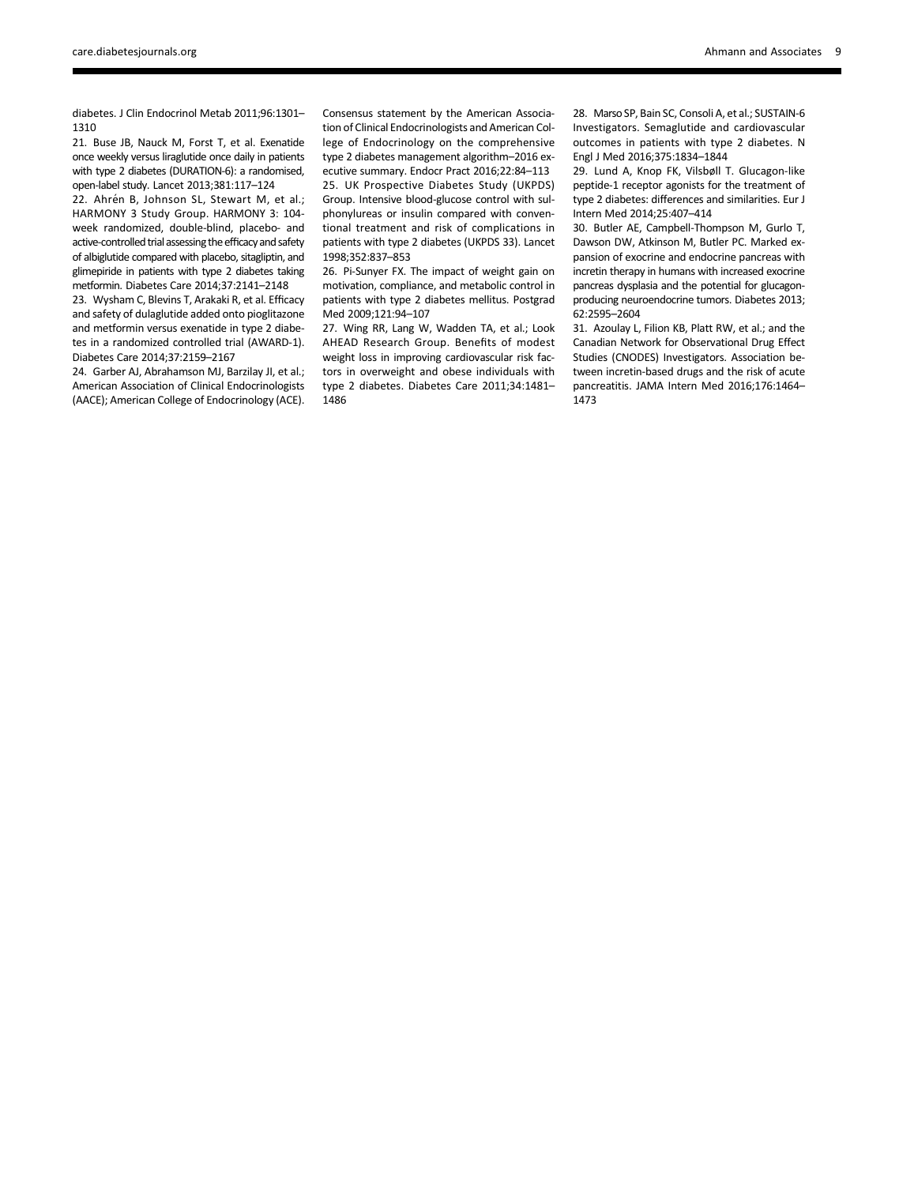diabetes. J Clin Endocrinol Metab 2011;96:1301–1310

21. Buse JB, Nauck M, Forst T, et al. Exenatide once weekly versus liraglutide once daily in patients with type 2 diabetes (DURATION-6): a randomised, open-label study. Lancet 2013;381:117–124

22. Ahrén B, Johnson SL, Stewart M, et al.; HARMONY 3 Study Group. HARMONY 3: 104-week randomized, double-blind, placebo- and active-controlled trial assessing the efficacy and safety of albiglutide compared with placebo, sitagliptin, and glimepiride in patients with type 2 diabetes taking metformin. Diabetes Care 2014;37:2141–2148

23. Wysham C, Blevins T, Arakaki R, et al. Efficacy and safety of dulaglutide added onto pioglitazone and metformin versus exenatide in type 2 diabetes in a randomized controlled trial (AWARD-1). Diabetes Care 2014;37:2159–2167

24. Garber AJ, Abrahamson MJ, Barzilay JI, et al.; American Association of Clinical Endocrinologists (AACE); American College of Endocrinology (ACE). Consensus statement by the American Association of Clinical Endocrinologists and American College of Endocrinology on the comprehensive type 2 diabetes management algorithm–2016 executive summary. Endocr Pract 2016;22:84–113

25. UK Prospective Diabetes Study (UKPDS) Group. Intensive blood-glucose control with sulphonylureas or insulin compared with conventional treatment and risk of complications in patients with type 2 diabetes (UKPDS 33). Lancet 1998;352:837–853

26. Pi-Sunyer FX. The impact of weight gain on motivation, compliance, and metabolic control in patients with type 2 diabetes mellitus. Postgrad Med 2009;121:94–107

27. Wing RR, Lang W, Wadden TA, et al.; Look AHEAD Research Group. Benefits of modest weight loss in improving cardiovascular risk factors in overweight and obese individuals with type 2 diabetes. Diabetes Care 2011;34:1481–1486

28. Marso SP, Bain SC, Consoli A, et al.; SUSTAIN-6 Investigators. Semaglutide and cardiovascular outcomes in patients with type 2 diabetes. N Engl J Med 2016;375:1834–1844

29. Lund A, Knop FK, Vilsbøll T. Glucagon-like peptide-1 receptor agonists for the treatment of type 2 diabetes: differences and similarities. Eur J Intern Med 2014;25:407–414

30. Butler AE, Campbell-Thompson M, Gurlo T, Dawson DW, Atkinson M, Butler PC. Marked expansion of exocrine and endocrine pancreas with incretin therapy in humans with increased exocrine pancreas dysplasia and the potential for glucagon-producing neuroendocrine tumors. Diabetes 2013;62:2595–2604

31. Azoulay L, Filion KB, Platt RW, et al.; and the Canadian Network for Observational Drug Effect Studies (CNODES) Investigators. Association between incretin-based drugs and the risk of acute pancreatitis. JAMA Intern Med 2016;176:1464–1473